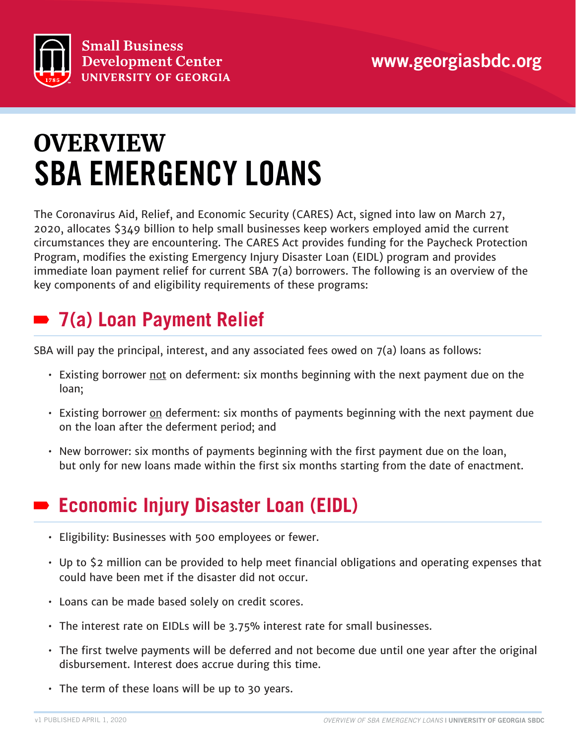Small Business Development Center
UNIVERSITY OF GEORGIA

www.georgiasbdc.org

# OVERVIEW SBA EMERGENCY LOANS

The Coronavirus Aid, Relief, and Economic Security (CARES) Act, signed into law on March 27, 2020, allocates $349 billion to help small businesses keep workers employed amid the current circumstances they are encountering. The CARES Act provides funding for the Paycheck Protection Program, modifies the existing Emergency Injury Disaster Loan (EIDL) program and provides immediate loan payment relief for current SBA 7(a) borrowers. The following is an overview of the key components of and eligibility requirements of these programs:

## 7(a) Loan Payment Relief

SBA will pay the principal, interest, and any associated fees owed on 7(a) loans as follows:

- Existing borrower <u>not</u> on deferment: six months beginning with the next payment due on the loan;
- Existing borrower <u>on</u> deferment: six months of payments beginning with the next payment due on the loan after the deferment period; and
- New borrower: six months of payments beginning with the first payment due on the loan, but only for new loans made within the first six months starting from the date of enactment.

## Economic Injury Disaster Loan (EIDL)

- Eligibility: Businesses with 500 employees or fewer.
- Up to $2 million can be provided to help meet financial obligations and operating expenses that could have been met if the disaster did not occur.
- Loans can be made based solely on credit scores.
- The interest rate on EIDLs will be 3.75% interest rate for small businesses.
- The first twelve payments will be deferred and not become due until one year after the original disbursement. Interest does accrue during this time.
- The term of these loans will be up to 30 years.

v1 PUBLISHED APRIL 1, 2020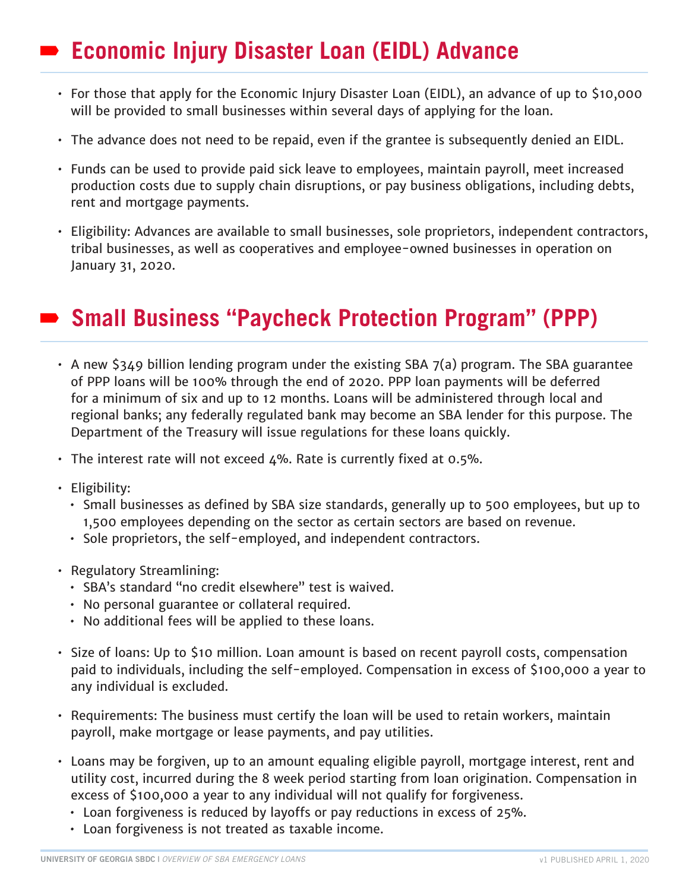## Economic Injury Disaster Loan (EIDL) Advance

- For those that apply for the Economic Injury Disaster Loan (EIDL), an advance of up to $10,000 will be provided to small businesses within several days of applying for the loan.
- The advance does not need to be repaid, even if the grantee is subsequently denied an EIDL.
- Funds can be used to provide paid sick leave to employees, maintain payroll, meet increased production costs due to supply chain disruptions, or pay business obligations, including debts, rent and mortgage payments.
- Eligibility: Advances are available to small businesses, sole proprietors, independent contractors, tribal businesses, as well as cooperatives and employee-owned businesses in operation on January 31, 2020.

## Small Business "Paycheck Protection Program" (PPP)

- A new $349 billion lending program under the existing SBA 7(a) program. The SBA guarantee of PPP loans will be 100% through the end of 2020. PPP loan payments will be deferred for a minimum of six and up to 12 months. Loans will be administered through local and regional banks; any federally regulated bank may become an SBA lender for this purpose. The Department of the Treasury will issue regulations for these loans quickly.
- The interest rate will not exceed 4%. Rate is currently fixed at 0.5%.
- Eligibility:
  - Small businesses as defined by SBA size standards, generally up to 500 employees, but up to 1,500 employees depending on the sector as certain sectors are based on revenue.
  - Sole proprietors, the self-employed, and independent contractors.
- Regulatory Streamlining:
  - SBA's standard "no credit elsewhere" test is waived.
  - No personal guarantee or collateral required.
  - No additional fees will be applied to these loans.
- Size of loans: Up to $10 million. Loan amount is based on recent payroll costs, compensation paid to individuals, including the self-employed. Compensation in excess of $100,000 a year to any individual is excluded.
- Requirements: The business must certify the loan will be used to retain workers, maintain payroll, make mortgage or lease payments, and pay utilities.
- Loans may be forgiven, up to an amount equaling eligible payroll, mortgage interest, rent and utility cost, incurred during the 8 week period starting from loan origination. Compensation in excess of $100,000 a year to any individual will not qualify for forgiveness.
  - Loan forgiveness is reduced by layoffs or pay reductions in excess of 25%.
  - Loan forgiveness is not treated as taxable income.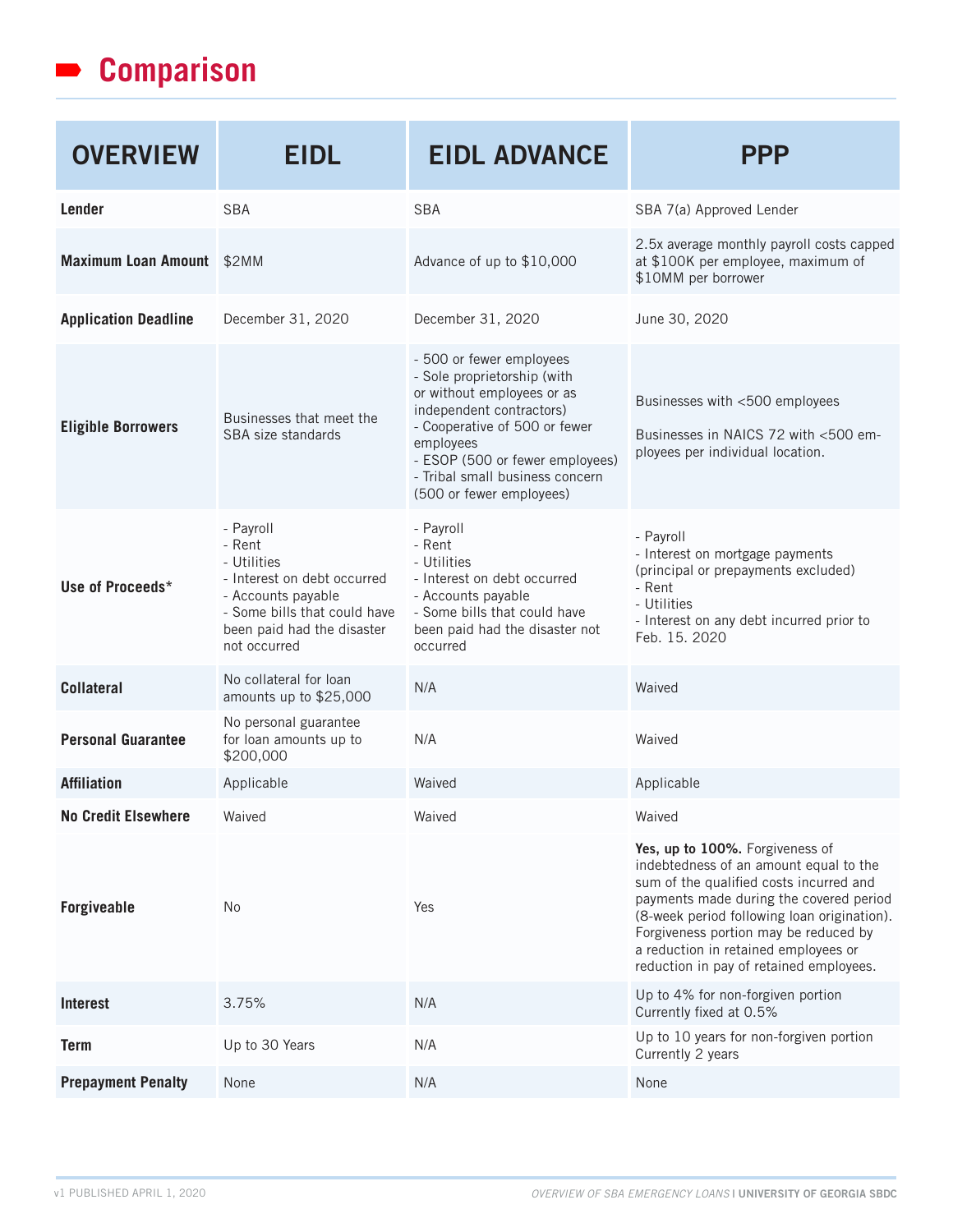# Comparison

| OVERVIEW | EIDL | EIDL ADVANCE | PPP |
|---|---|---|---|
| **Lender** | SBA | SBA | SBA 7(a) Approved Lender |
| **Maximum Loan Amount** | $2MM | Advance of up to $10,000 | 2.5x average monthly payroll costs capped at $100K per employee, maximum of $10MM per borrower |
| **Application Deadline** | December 31, 2020 | December 31, 2020 | June 30, 2020 |
| **Eligible Borrowers** | Businesses that meet the SBA size standards | - 500 or fewer employees<br>- Sole proprietorship (with or without employees or as independent contractors)<br>- Cooperative of 500 or fewer employees<br>- ESOP (500 or fewer employees)<br>- Tribal small business concern (500 or fewer employees) | Businesses with <500 employees<br><br>Businesses in NAICS 72 with <500 employees per individual location. |
| **Use of Proceeds*** | - Payroll<br>- Rent<br>- Utilities<br>- Interest on debt occurred<br>- Accounts payable<br>- Some bills that could have been paid had the disaster not occurred | - Payroll<br>- Rent<br>- Utilities<br>- Interest on debt occurred<br>- Accounts payable<br>- Some bills that could have been paid had the disaster not occurred | - Payroll<br>- Interest on mortgage payments (principal or prepayments excluded)<br>- Rent<br>- Utilities<br>- Interest on any debt incurred prior to Feb. 15. 2020 |
| **Collateral** | No collateral for loan amounts up to $25,000 | N/A | Waived |
| **Personal Guarantee** | No personal guarantee for loan amounts up to $200,000 | N/A | Waived |
| **Affiliation** | Applicable | Waived | Applicable |
| **No Credit Elsewhere** | Waived | Waived | Waived |
| **Forgiveable** | No | Yes | **Yes, up to 100%.** Forgiveness of indebtedness of an amount equal to the sum of the qualified costs incurred and payments made during the covered period (8-week period following loan origination). Forgiveness portion may be reduced by a reduction in retained employees or reduction in pay of retained employees. |
| **Interest** | 3.75% | N/A | Up to 4% for non-forgiven portion<br>Currently fixed at 0.5% |
| **Term** | Up to 30 Years | N/A | Up to 10 years for non-forgiven portion<br>Currently 2 years |
| **Prepayment Penalty** | None | N/A | None |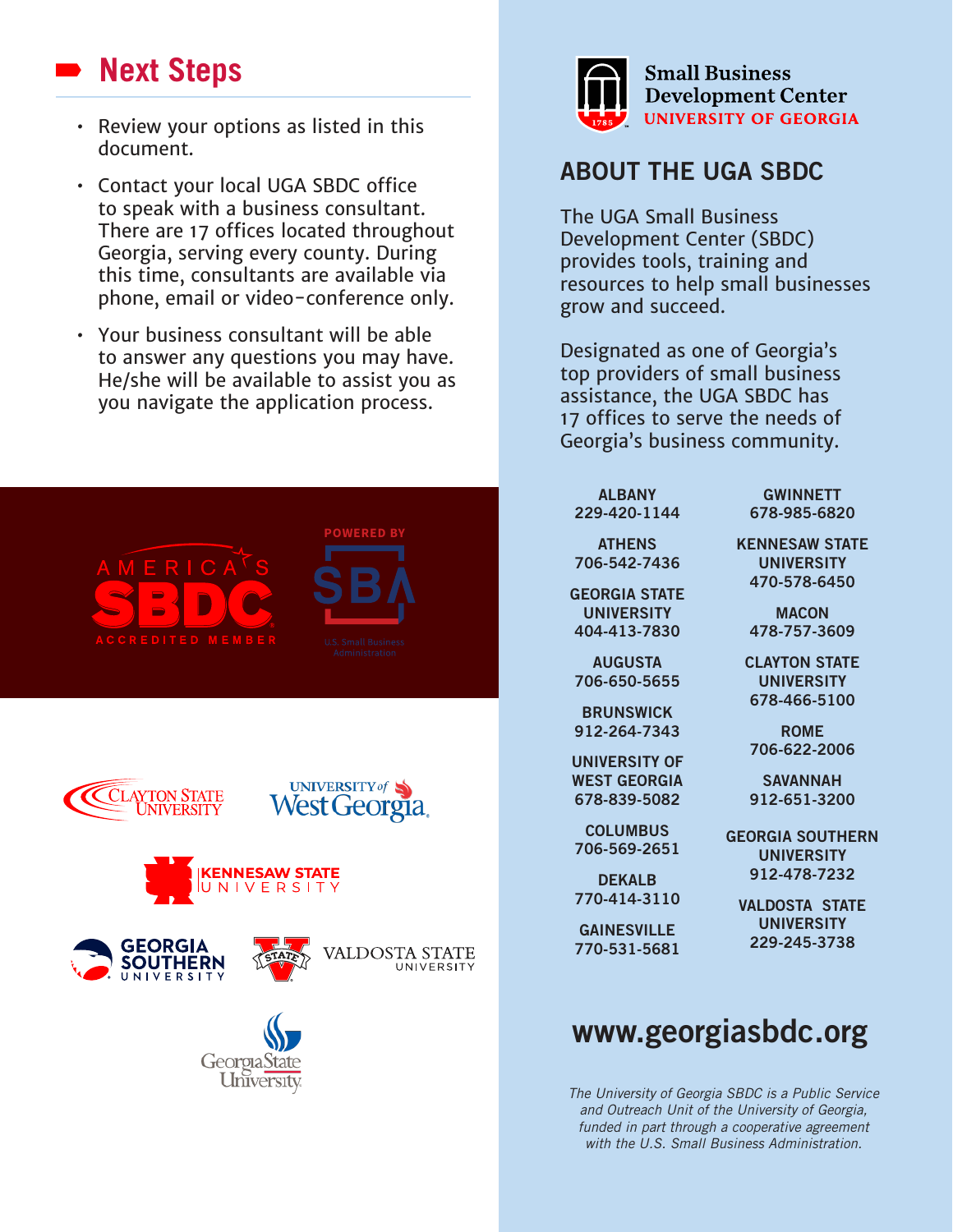## Next Steps

- Review your options as listed in this document.
- Contact your local UGA SBDC office to speak with a business consultant. There are 17 offices located throughout Georgia, serving every county. During this time, consultants are available via phone, email or video-conference only.
- Your business consultant will be able to answer any questions you may have. He/she will be available to assist you as you navigate the application process.

AMERICA'S SBDC ACCREDITED MEMBER

POWERED BY SBA U.S. Small Business Administration

Clayton State University

University of West Georgia

Kennesaw State University

Georgia Southern University

Valdosta State University

Georgia State University

**Small Business Development Center**
**UNIVERSITY OF GEORGIA**

## ABOUT THE UGA SBDC

The UGA Small Business Development Center (SBDC) provides tools, training and resources to help small businesses grow and succeed.

Designated as one of Georgia's top providers of small business assistance, the UGA SBDC has 17 offices to serve the needs of Georgia's business community.

**ALBANY**
229-420-1144

**ATHENS**
706-542-7436

**GEORGIA STATE UNIVERSITY**
404-413-7830

**AUGUSTA**
706-650-5655

**BRUNSWICK**
912-264-7343

**UNIVERSITY OF WEST GEORGIA**
678-839-5082

**COLUMBUS**
706-569-2651

**DEKALB**
770-414-3110

**GAINESVILLE**
770-531-5681

**GWINNETT**
678-985-6820

**KENNESAW STATE UNIVERSITY**
470-578-6450

**MACON**
478-757-3609

**CLAYTON STATE UNIVERSITY**
678-466-5100

**ROME**
706-622-2006

**SAVANNAH**
912-651-3200

**GEORGIA SOUTHERN UNIVERSITY**
912-478-7232

**VALDOSTA STATE UNIVERSITY**
229-245-3738

## www.georgiasbdc.org

*The University of Georgia SBDC is a Public Service and Outreach Unit of the University of Georgia, funded in part through a cooperative agreement with the U.S. Small Business Administration.*